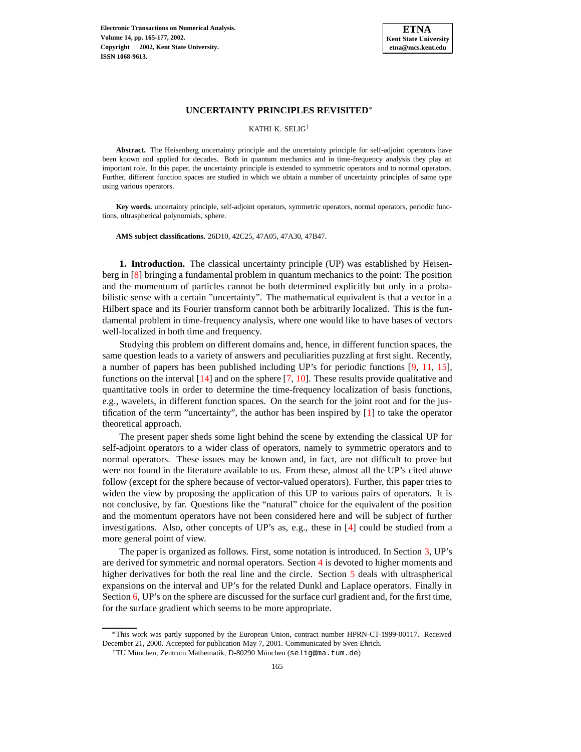# UNCERTAINTY PRINCIPLES REVISITED*

KATHI K. SELIG†

**Abstract.** The Heisenberg uncertainty principle and the uncertainty principle for self-adjoint operators have been known and applied for decades. Both in quantum mechanics and in time-frequency analysis they play an important role. In this paper, the uncertainty principle is extended to symmetric operators and to normal operators. Further, different function spaces are studied in which we obtain a number of uncertainty principles of same type using various operators.

**Key words.** uncertainty principle, self-adjoint operators, symmetric operators, normal operators, periodic functions, ultraspherical polynomials, sphere.

**AMS subject classifications.** 26D10, 42C25, 47A05, 47A30, 47B47.

**1. Introduction.** The classical uncertainty principle (UP) was established by Heisenberg in [8] bringing a fundamental problem in quantum mechanics to the point: The position and the momentum of particles cannot be both determined explicitly but only in a probabilistic sense with a certain "uncertainty". The mathematical equivalent is that a vector in a Hilbert space and its Fourier transform cannot both be arbitrarily localized. This is the fundamental problem in time-frequency analysis, where one would like to have bases of vectors well-localized in both time and frequency.

Studying this problem on different domains and, hence, in different function spaces, the same question leads to a variety of answers and peculiarities puzzling at first sight. Recently, a number of papers has been published including UP's for periodic functions [9, 11, 15], functions on the interval [14] and on the sphere [7, 10]. These results provide qualitative and quantitative tools in order to determine the time-frequency localization of basis functions, e.g., wavelets, in different function spaces. On the search for the joint root and for the justification of the term "uncertainty", the author has been inspired by [1] to take the operator theoretical approach.

The present paper sheds some light behind the scene by extending the classical UP for self-adjoint operators to a wider class of operators, namely to symmetric operators and to normal operators. These issues may be known and, in fact, are not difficult to prove but were not found in the literature available to us. From these, almost all the UP's cited above follow (except for the sphere because of vector-valued operators). Further, this paper tries to widen the view by proposing the application of this UP to various pairs of operators. It is not conclusive, by far. Questions like the "natural" choice for the equivalent of the position and the momentum operators have not been considered here and will be subject of further investigations. Also, other concepts of UP's as, e.g., these in [4] could be studied from a more general point of view.

The paper is organized as follows. First, some notation is introduced. In Section 3, UP's are derived for symmetric and normal operators. Section 4 is devoted to higher moments and higher derivatives for both the real line and the circle. Section 5 deals with ultraspherical expansions on the interval and UP's for the related Dunkl and Laplace operators. Finally in Section 6, UP's on the sphere are discussed for the surface curl gradient and, for the first time, for the surface gradient which seems to be more appropriate.

*This work was partly supported by the European Union, contract number HPRN-CT-1999-00117. Received December 21, 2000. Accepted for publication May 7, 2001. Communicated by Sven Ehrich.

†TU München, Zentrum Mathematik, D-80290 München (selig@ma.tum.de)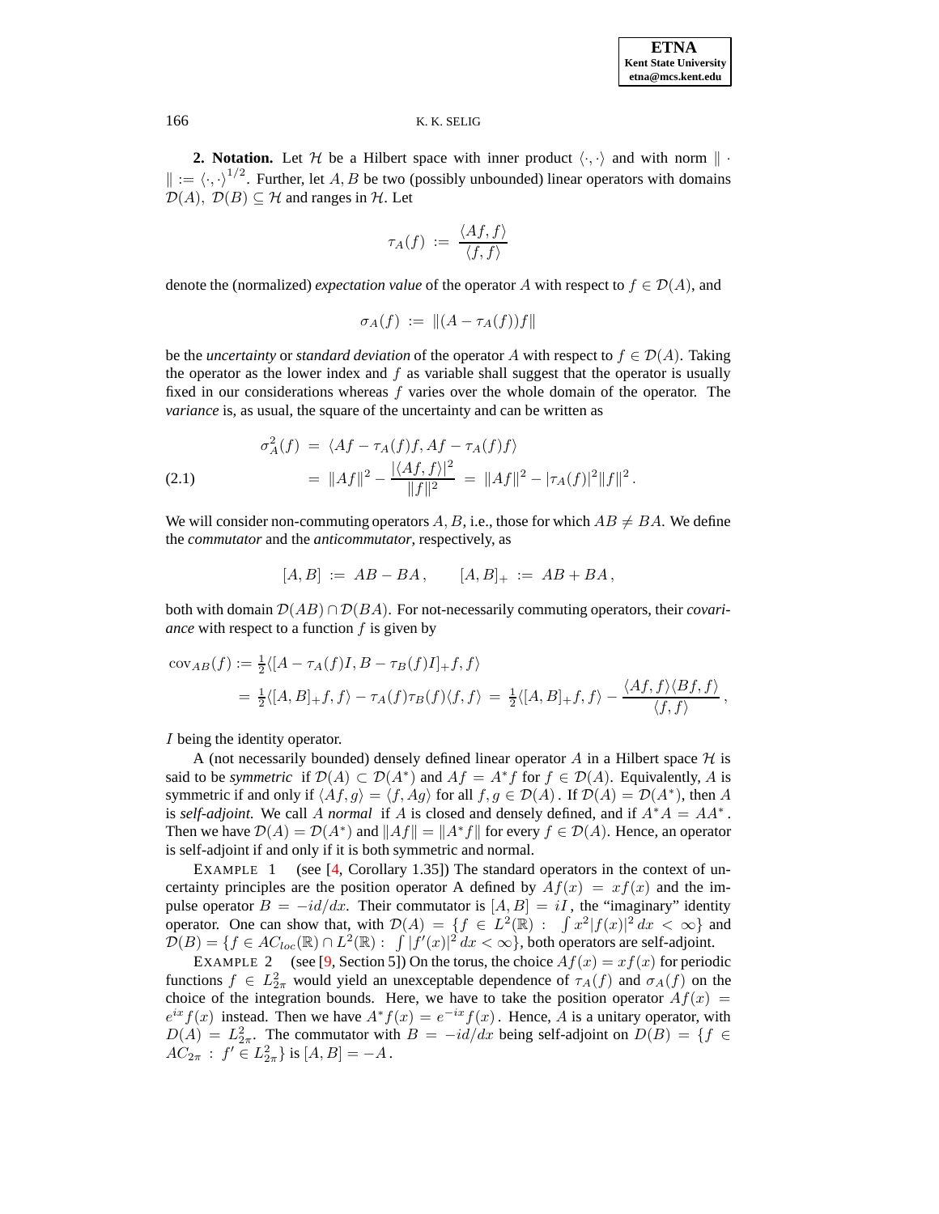**2. Notation.** Let $\mathcal{H}$ be a Hilbert space with inner product $\langle\cdot,\cdot\rangle$ and with norm $\|\cdot\| := \langle\cdot,\cdot\rangle^{1/2}$. Further, let $A, B$ be two (possibly unbounded) linear operators with domains $\mathcal{D}(A),\ \mathcal{D}(B) \subseteq \mathcal{H}$ and ranges in $\mathcal{H}$. Let

$$\tau_A(f) := \frac{\langle Af, f\rangle}{\langle f, f\rangle}$$

denote the (normalized) *expectation value* of the operator $A$ with respect to $f \in \mathcal{D}(A)$, and

$$\sigma_A(f) := \|(A - \tau_A(f))f\|$$

be the *uncertainty* or *standard deviation* of the operator $A$ with respect to $f \in \mathcal{D}(A)$. Taking the operator as the lower index and $f$ as variable shall suggest that the operator is usually fixed in our considerations whereas $f$ varies over the whole domain of the operator. The *variance* is, as usual, the square of the uncertainty and can be written as

$$\begin{aligned}
\sigma_A^2(f) &= \langle Af - \tau_A(f)f, Af - \tau_A(f)f\rangle \\
&= \|Af\|^2 - \frac{|\langle Af, f\rangle|^2}{\|f\|^2} = \|Af\|^2 - |\tau_A(f)|^2\|f\|^2 .
\end{aligned} \tag{2.1}$$

We will consider non-commuting operators $A, B$, i.e., those for which $AB \neq BA$. We define the *commutator* and the *anticommutator*, respectively, as

$$[A, B] := AB - BA\,, \qquad [A, B]_+ := AB + BA\,,$$

both with domain $\mathcal{D}(AB) \cap \mathcal{D}(BA)$. For not-necessarily commuting operators, their *covariance* with respect to a function $f$ is given by

$$\begin{aligned}
\operatorname{cov}_{AB}(f) &:= \tfrac{1}{2}\langle[A - \tau_A(f)I, B - \tau_B(f)I]_+ f, f\rangle \\
&= \tfrac{1}{2}\langle[A, B]_+ f, f\rangle - \tau_A(f)\tau_B(f)\langle f, f\rangle = \tfrac{1}{2}\langle[A, B]_+ f, f\rangle - \frac{\langle Af, f\rangle\langle Bf, f\rangle}{\langle f, f\rangle}\,,
\end{aligned}$$

$I$ being the identity operator.

A (not necessarily bounded) densely defined linear operator $A$ in a Hilbert space $\mathcal{H}$ is said to be *symmetric* if $\mathcal{D}(A) \subset \mathcal{D}(A^*)$ and $Af = A^*f$ for $f \in \mathcal{D}(A)$. Equivalently, $A$ is symmetric if and only if $\langle Af, g\rangle = \langle f, Ag\rangle$ for all $f, g \in \mathcal{D}(A)$. If $\mathcal{D}(A) = \mathcal{D}(A^*)$, then $A$ is *self-adjoint*. We call $A$ *normal* if $A$ is closed and densely defined, and if $A^*A = AA^*$. Then we have $\mathcal{D}(A) = \mathcal{D}(A^*)$ and $\|Af\| = \|A^*f\|$ for every $f \in \mathcal{D}(A)$. Hence, an operator is self-adjoint if and only if it is both symmetric and normal.

EXAMPLE 1 (see [4, Corollary 1.35]) The standard operators in the context of uncertainty principles are the position operator A defined by $Af(x) = xf(x)$ and the impulse operator $B = -id/dx$. Their commutator is $[A, B] = iI$, the "imaginary" identity operator. One can show that, with $\mathcal{D}(A) = \{f \in L^2(\mathbb{R}) : \int x^2|f(x)|^2\,dx < \infty\}$ and $\mathcal{D}(B) = \{f \in AC_{loc}(\mathbb{R}) \cap L^2(\mathbb{R}) : \int |f'(x)|^2\,dx < \infty\}$, both operators are self-adjoint.

EXAMPLE 2 (see [9, Section 5]) On the torus, the choice $Af(x) = xf(x)$ for periodic functions $f \in L^2_{2\pi}$ would yield an unexceptable dependence of $\tau_A(f)$ and $\sigma_A(f)$ on the choice of the integration bounds. Here, we have to take the position operator $Af(x) = e^{ix}f(x)$ instead. Then we have $A^*f(x) = e^{-ix}f(x)$. Hence, $A$ is a unitary operator, with $D(A) = L^2_{2\pi}$. The commutator with $B = -id/dx$ being self-adjoint on $D(B) = \{f \in AC_{2\pi} : f' \in L^2_{2\pi}\}$ is $[A, B] = -A$.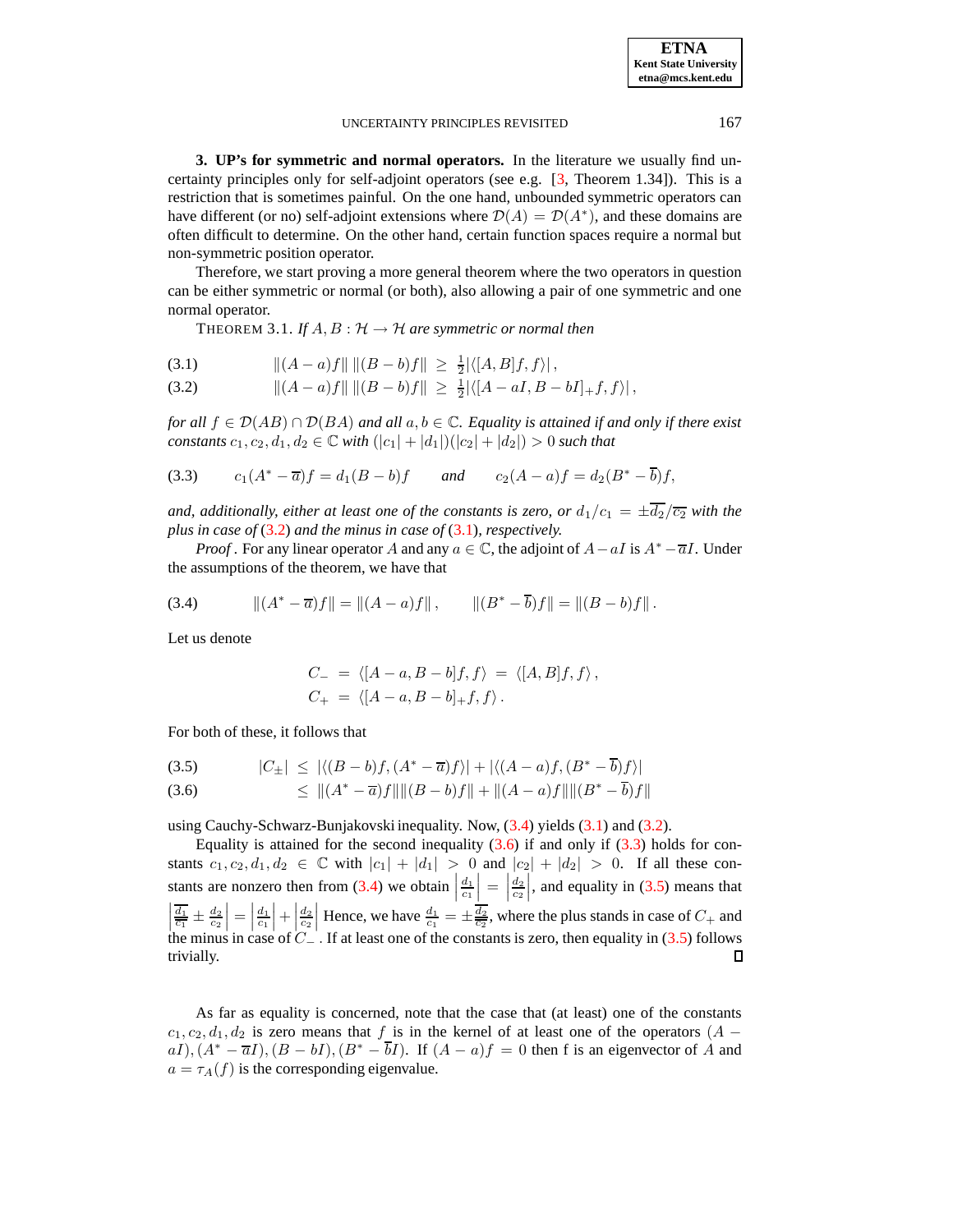**3. UP's for symmetric and normal operators.** In the literature we usually find uncertainty principles only for self-adjoint operators (see e.g. [3, Theorem 1.34]). This is a restriction that is sometimes painful. On the one hand, unbounded symmetric operators can have different (or no) self-adjoint extensions where $\mathcal{D}(A) = \mathcal{D}(A^*)$, and these domains are often difficult to determine. On the other hand, certain function spaces require a normal but non-symmetric position operator.

Therefore, we start proving a more general theorem where the two operators in question can be either symmetric or normal (or both), also allowing a pair of one symmetric and one normal operator.

THEOREM 3.1. *If $A, B : \mathcal{H} \to \mathcal{H}$ are symmetric or normal then*

$$\|(A-a)f\| \, \|(B-b)f\| \;\geq\; \tfrac{1}{2}|\langle [A,B]f, f\rangle| \,, \tag{3.1}$$

$$\|(A-a)f\| \, \|(B-b)f\| \;\geq\; \tfrac{1}{2}|\langle [A-aI, B-bI]_+ f, f\rangle| \,, \tag{3.2}$$

*for all $f \in \mathcal{D}(AB) \cap \mathcal{D}(BA)$ and all $a, b \in \mathbb{C}$. Equality is attained if and only if there exist constants $c_1, c_2, d_1, d_2 \in \mathbb{C}$ with $(|c_1| + |d_1|)(|c_2| + |d_2|) > 0$ such that*

$$c_1(A^* - \overline{a})f = d_1(B - b)f \qquad \text{and} \qquad c_2(A - a)f = d_2(B^* - \overline{b})f, \tag{3.3}$$

*and, additionally, either at least one of the constants is zero, or $d_1/c_1 = \pm\overline{d_2}/\overline{c_2}$ with the plus in case of (3.2) and the minus in case of (3.1), respectively.*

*Proof*. For any linear operator $A$ and any $a \in \mathbb{C}$, the adjoint of $A - aI$ is $A^* - \overline{a}I$. Under the assumptions of the theorem, we have that

$$\|(A^* - \overline{a})f\| = \|(A-a)f\| \,, \qquad \|(B^* - \overline{b})f\| = \|(B-b)f\| \,. \tag{3.4}$$

Let us denote

$$\begin{aligned} C_- &= \langle [A-a, B-b]f, f\rangle \;=\; \langle [A,B]f, f\rangle \,, \\ C_+ &= \langle [A-a, B-b]_+ f, f\rangle \,. \end{aligned}$$

For both of these, it follows that

$$|C_\pm| \;\leq\; |\langle (B-b)f, (A^* - \overline{a})f\rangle| + |\langle (A-a)f, (B^* - \overline{b})f\rangle| \tag{3.5}$$

$$\leq\; \|(A^* - \overline{a})f\| \|(B-b)f\| + \|(A-a)f\| \|(B^* - \overline{b})f\| \tag{3.6}$$

using Cauchy-Schwarz-Bunjakovski inequality. Now, (3.4) yields (3.1) and (3.2).

Equality is attained for the second inequality (3.6) if and only if (3.3) holds for constants $c_1, c_2, d_1, d_2 \in \mathbb{C}$ with $|c_1| + |d_1| > 0$ and $|c_2| + |d_2| > 0$. If all these constants are nonzero then from (3.4) we obtain $\left|\frac{d_1}{c_1}\right| = \left|\frac{d_2}{c_2}\right|$, and equality in (3.5) means that $\left|\frac{\overline{d_1}}{\overline{c_1}} \pm \frac{d_2}{c_2}\right| = \left|\frac{d_1}{c_1}\right| + \left|\frac{d_2}{c_2}\right|$ Hence, we have $\frac{d_1}{c_1} = \pm\frac{\overline{d_2}}{\overline{c_2}}$, where the plus stands in case of $C_+$ and the minus in case of $C_-$. If at least one of the constants is zero, then equality in (3.5) follows trivially. ∎

As far as equality is concerned, note that the case that (at least) one of the constants $c_1, c_2, d_1, d_2$ is zero means that $f$ is in the kernel of at least one of the operators $(A - aI), (A^* - \overline{a}I), (B - bI), (B^* - \overline{b}I)$. If $(A - a)f = 0$ then f is an eigenvector of $A$ and $a = \tau_A(f)$ is the corresponding eigenvalue.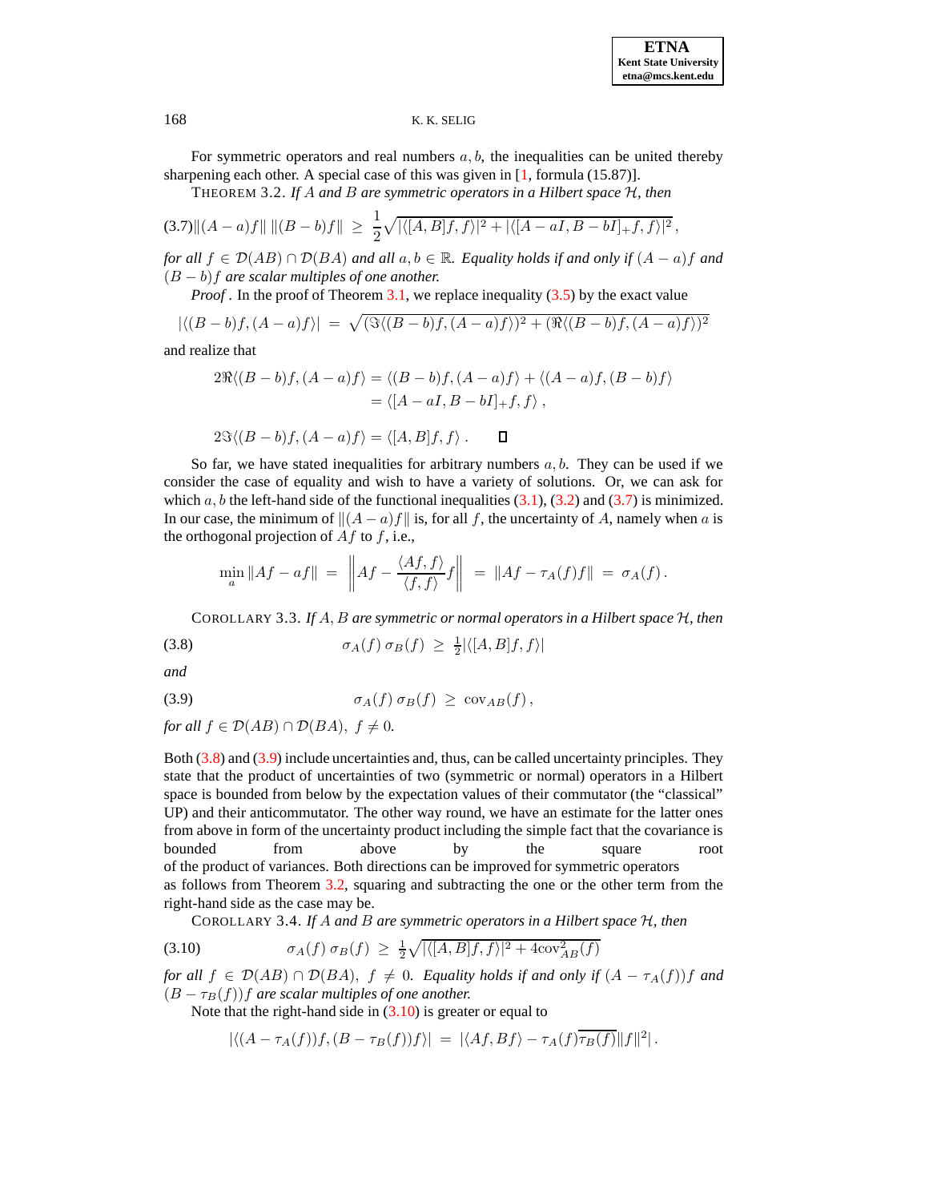For symmetric operators and real numbers $a, b$, the inequalities can be united thereby sharpening each other. A special case of this was given in [1, formula (15.87)].

THEOREM 3.2. *If $A$ and $B$ are symmetric operators in a Hilbert space $\mathcal{H}$, then*

$$\|(A-a)f\|\,\|(B-b)f\| \;\geq\; \frac{1}{2}\sqrt{|\langle [A,B]f,f\rangle|^2 + |\langle [A-aI,B-bI]_+f,f\rangle|^2}\,, \tag{3.7}$$

*for all $f \in \mathcal{D}(AB)\cap\mathcal{D}(BA)$ and all $a,b\in\mathbb{R}$. Equality holds if and only if $(A-a)f$ and $(B-b)f$ are scalar multiples of one another.*

*Proof*. In the proof of Theorem 3.1, we replace inequality (3.5) by the exact value

$$|\langle (B-b)f,(A-a)f\rangle| \;=\; \sqrt{(\Im\langle (B-b)f,(A-a)f\rangle)^2 + (\Re\langle (B-b)f,(A-a)f\rangle)^2}$$

and realize that

$$\begin{aligned} 2\Re\langle (B-b)f,(A-a)f\rangle &= \langle (B-b)f,(A-a)f\rangle + \langle (A-a)f,(B-b)f\rangle \\ &= \langle [A-aI,B-bI]_+f,f\rangle\,, \end{aligned}$$

$$2\Im\langle (B-b)f,(A-a)f\rangle = \langle [A,B]f,f\rangle\,. \qquad \square$$

So far, we have stated inequalities for arbitrary numbers $a, b$. They can be used if we consider the case of equality and wish to have a variety of solutions. Or, we can ask for which $a, b$ the left-hand side of the functional inequalities (3.1), (3.2) and (3.7) is minimized. In our case, the minimum of $\|(A-a)f\|$ is, for all $f$, the uncertainty of $A$, namely when $a$ is the orthogonal projection of $Af$ to $f$, i.e.,

$$\min_a \|Af - af\| \;=\; \left\| Af - \frac{\langle Af,f\rangle}{\langle f,f\rangle} f\right\| \;=\; \|Af - \tau_A(f)f\| \;=\; \sigma_A(f)\,.$$

COROLLARY 3.3. *If $A, B$ are symmetric or normal operators in a Hilbert space $\mathcal{H}$, then*

$$\sigma_A(f)\,\sigma_B(f) \;\geq\; \tfrac{1}{2}|\langle [A,B]f,f\rangle| \tag{3.8}$$

*and*

$$\sigma_A(f)\,\sigma_B(f) \;\geq\; \mathrm{cov}_{AB}(f)\,, \tag{3.9}$$

*for all $f\in\mathcal{D}(AB)\cap\mathcal{D}(BA),\ f\neq 0$.*

Both (3.8) and (3.9) include uncertainties and, thus, can be called uncertainty principles. They state that the product of uncertainties of two (symmetric or normal) operators in a Hilbert space is bounded from below by the expectation values of their commutator (the "classical" UP) and their anticommutator. The other way round, we have an estimate for the latter ones from above in form of the uncertainty product including the simple fact that the covariance is bounded from above by the square root of the product of variances. Both directions can be improved for symmetric operators as follows from Theorem 3.2, squaring and subtracting the one or the other term from the right-hand side as the case may be.

COROLLARY 3.4. *If $A$ and $B$ are symmetric operators in a Hilbert space $\mathcal{H}$, then*

$$\sigma_A(f)\,\sigma_B(f) \;\geq\; \tfrac{1}{2}\sqrt{|\langle [A,B]f,f\rangle|^2 + 4\mathrm{cov}^2_{AB}(f)} \tag{3.10}$$

*for all $f\in\mathcal{D}(AB)\cap\mathcal{D}(BA),\ f\neq 0$. Equality holds if and only if $(A-\tau_A(f))f$ and $(B-\tau_B(f))f$ are scalar multiples of one another.*

Note that the right-hand side in (3.10) is greater or equal to

$$|\langle (A-\tau_A(f))f,(B-\tau_B(f))f\rangle| \;=\; |\langle Af,Bf\rangle - \tau_A(f)\overline{\tau_B(f)}\|f\|^2|\,.$$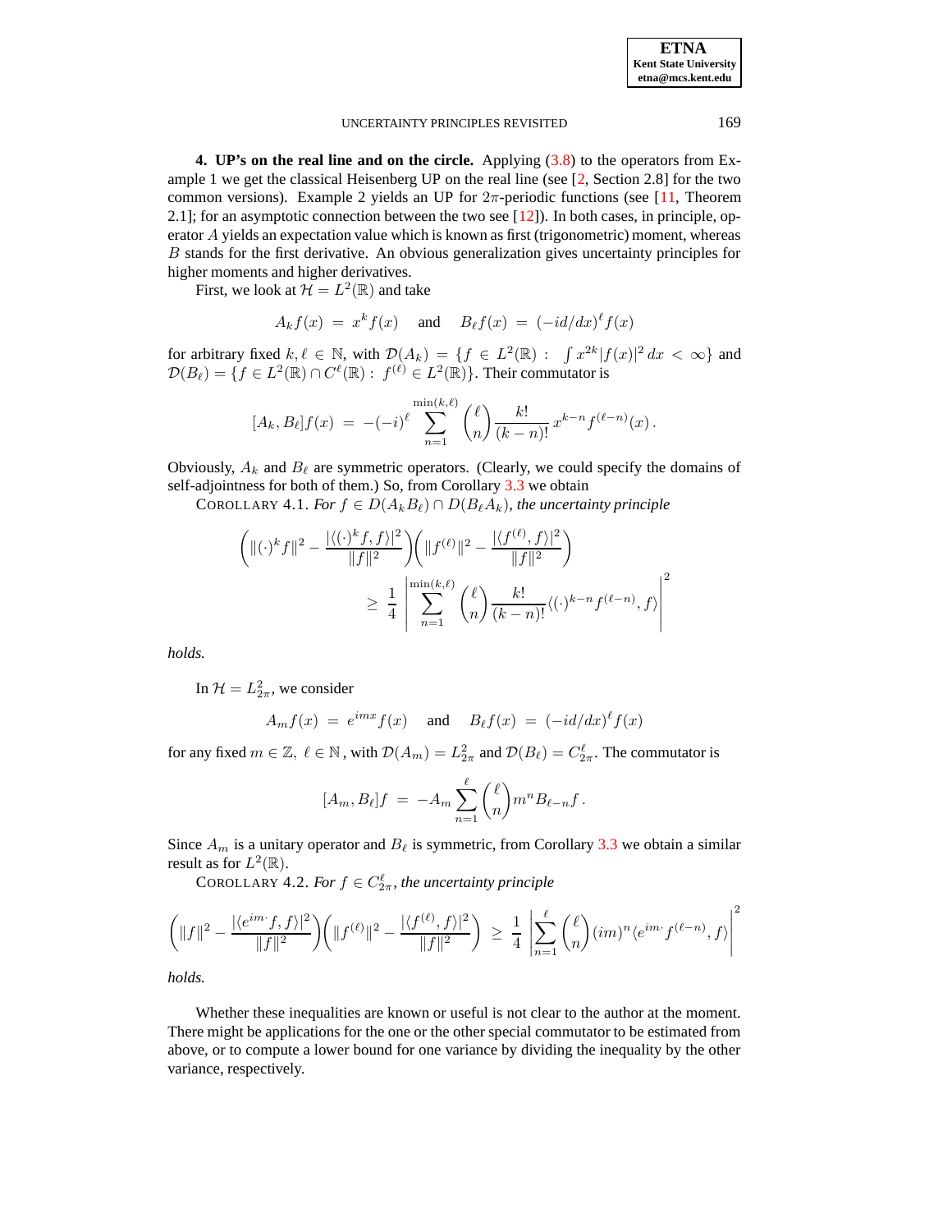**4. UP's on the real line and on the circle.** Applying (3.8) to the operators from Example 1 we get the classical Heisenberg UP on the real line (see [2, Section 2.8] for the two common versions). Example 2 yields an UP for $2\pi$-periodic functions (see [11, Theorem 2.1]; for an asymptotic connection between the two see [12]). In both cases, in principle, operator $A$ yields an expectation value which is known as first (trigonometric) moment, whereas $B$ stands for the first derivative. An obvious generalization gives uncertainty principles for higher moments and higher derivatives.

First, we look at $\mathcal{H} = L^2(\mathbb{R})$ and take

$$A_k f(x) \;=\; x^k f(x) \quad \text{ and } \quad B_\ell f(x) \;=\; (-i d/dx)^\ell f(x)$$

for arbitrary fixed $k, \ell \in \mathbb{N}$, with $\mathcal{D}(A_k) = \{f \in L^2(\mathbb{R}) :\ \int x^{2k} |f(x)|^2\, dx < \infty\}$ and $\mathcal{D}(B_\ell) = \{f \in L^2(\mathbb{R}) \cap C^\ell(\mathbb{R}) :\ f^{(\ell)} \in L^2(\mathbb{R})\}$. Their commutator is

$$[A_k, B_\ell] f(x) \;=\; -(-i)^\ell \sum_{n=1}^{\min(k,\ell)} \binom{\ell}{n} \frac{k!}{(k-n)!}\, x^{k-n} f^{(\ell-n)}(x)\,.$$

Obviously, $A_k$ and $B_\ell$ are symmetric operators. (Clearly, we could specify the domains of self-adjointness for both of them.) So, from Corollary 3.3 we obtain

COROLLARY 4.1. *For $f \in D(A_k B_\ell) \cap D(B_\ell A_k)$, the uncertainty principle*

$$\left( \|(\cdot)^k f\|^2 - \frac{|\langle (\cdot)^k f, f\rangle|^2}{\|f\|^2} \right) \left( \|f^{(\ell)}\|^2 - \frac{|\langle f^{(\ell)}, f\rangle|^2}{\|f\|^2} \right) \\ \geq\; \frac{1}{4} \left| \sum_{n=1}^{\min(k,\ell)} \binom{\ell}{n} \frac{k!}{(k-n)!} \langle (\cdot)^{k-n} f^{(\ell-n)}, f\rangle \right|^2$$

*holds.*

In $\mathcal{H} = L^2_{2\pi}$, we consider

$$A_m f(x) \;=\; e^{imx} f(x) \quad \text{ and } \quad B_\ell f(x) \;=\; (-i d/dx)^\ell f(x)$$

for any fixed $m \in \mathbb{Z},\ \ell \in \mathbb{N}$, with $\mathcal{D}(A_m) = L^2_{2\pi}$ and $\mathcal{D}(B_\ell) = C^\ell_{2\pi}$. The commutator is

$$[A_m, B_\ell] f \;=\; -A_m \sum_{n=1}^{\ell} \binom{\ell}{n} m^n B_{\ell-n} f\,.$$

Since $A_m$ is a unitary operator and $B_\ell$ is symmetric, from Corollary 3.3 we obtain a similar result as for $L^2(\mathbb{R})$.

COROLLARY 4.2. *For $f \in C^\ell_{2\pi}$, the uncertainty principle*

$$\left( \|f\|^2 - \frac{|\langle e^{im\cdot} f, f\rangle|^2}{\|f\|^2} \right) \left( \|f^{(\ell)}\|^2 - \frac{|\langle f^{(\ell)}, f\rangle|^2}{\|f\|^2} \right) \;\geq\; \frac{1}{4} \left| \sum_{n=1}^{\ell} \binom{\ell}{n} (im)^n \langle e^{im\cdot} f^{(\ell-n)}, f\rangle \right|^2$$

*holds.*

Whether these inequalities are known or useful is not clear to the author at the moment. There might be applications for the one or the other special commutator to be estimated from above, or to compute a lower bound for one variance by dividing the inequality by the other variance, respectively.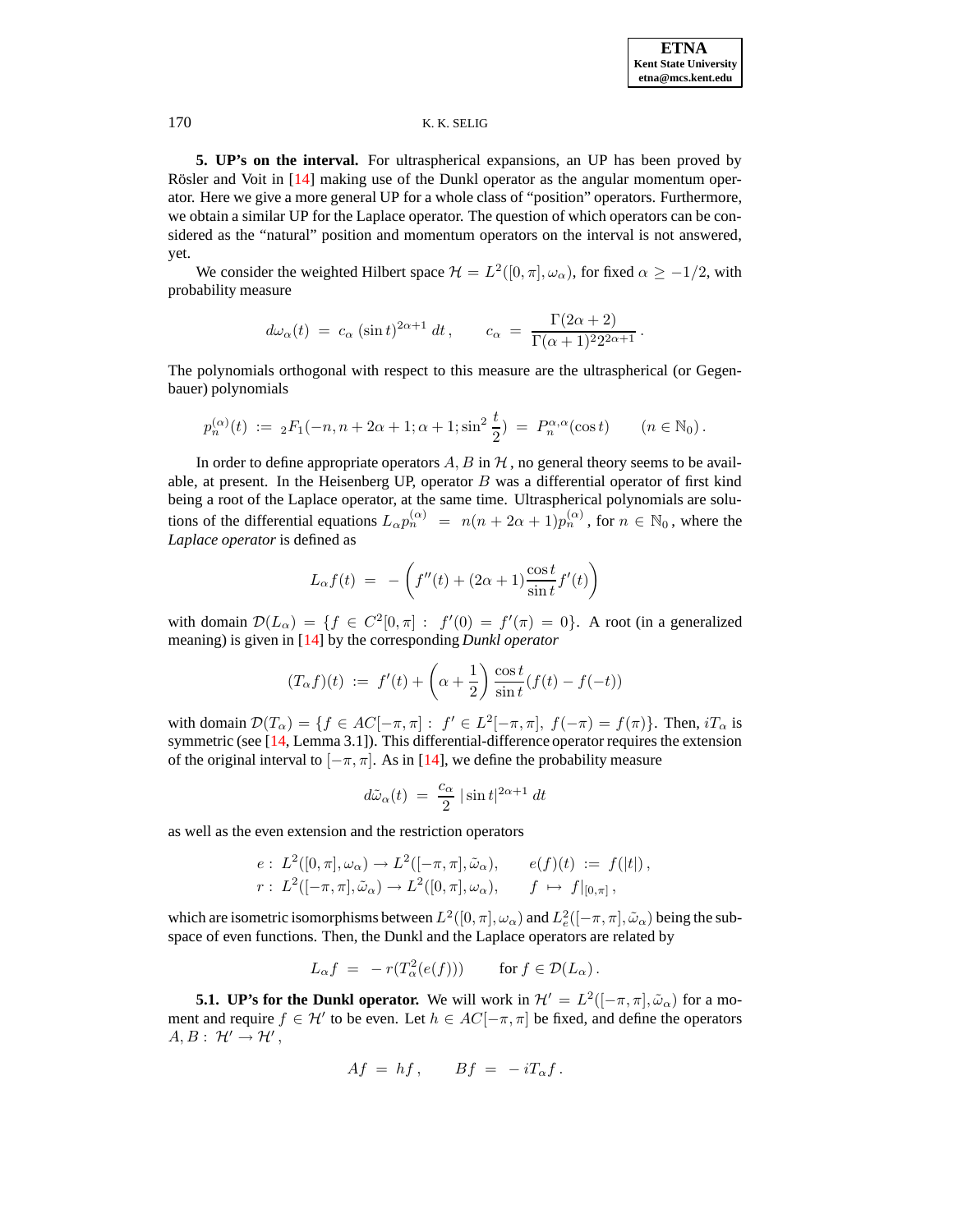**5. UP's on the interval.** For ultraspherical expansions, an UP has been proved by Rösler and Voit in [14] making use of the Dunkl operator as the angular momentum operator. Here we give a more general UP for a whole class of "position" operators. Furthermore, we obtain a similar UP for the Laplace operator. The question of which operators can be considered as the "natural" position and momentum operators on the interval is not answered, yet.

We consider the weighted Hilbert space $\mathcal{H} = L^2([0,\pi], \omega_\alpha)$, for fixed $\alpha \geq -1/2$, with probability measure

$$d\omega_\alpha(t) \;=\; c_\alpha\,(\sin t)^{2\alpha+1}\,dt\,, \qquad c_\alpha \;=\; \frac{\Gamma(2\alpha+2)}{\Gamma(\alpha+1)^2 2^{2\alpha+1}}\,.$$

The polynomials orthogonal with respect to this measure are the ultraspherical (or Gegenbauer) polynomials

$$p_n^{(\alpha)}(t) \;:=\; {}_2F_1(-n, n+2\alpha+1; \alpha+1; \sin^2\frac{t}{2}) \;=\; P_n^{\alpha,\alpha}(\cos t) \qquad (n \in \mathbb{N}_0)\,.$$

In order to define appropriate operators $A, B$ in $\mathcal{H}$, no general theory seems to be available, at present. In the Heisenberg UP, operator $B$ was a differential operator of first kind being a root of the Laplace operator, at the same time. Ultraspherical polynomials are solutions of the differential equations $L_\alpha p_n^{(\alpha)} \;=\; n(n+2\alpha+1)p_n^{(\alpha)}$, for $n \in \mathbb{N}_0$, where the *Laplace operator* is defined as

$$L_\alpha f(t) \;=\; -\left(f''(t) + (2\alpha+1)\frac{\cos t}{\sin t} f'(t)\right)$$

with domain $\mathcal{D}(L_\alpha) = \{f \in C^2[0,\pi] :\; f'(0) = f'(\pi) = 0\}$. A root (in a generalized meaning) is given in [14] by the corresponding *Dunkl operator*

$$(T_\alpha f)(t) \;:=\; f'(t) + \left(\alpha + \frac{1}{2}\right)\frac{\cos t}{\sin t}(f(t) - f(-t))$$

with domain $\mathcal{D}(T_\alpha) = \{f \in AC[-\pi,\pi] :\; f' \in L^2[-\pi,\pi],\; f(-\pi) = f(\pi)\}$. Then, $iT_\alpha$ is symmetric (see [14, Lemma 3.1]). This differential-difference operator requires the extension of the original interval to $[-\pi,\pi]$. As in [14], we define the probability measure

$$d\tilde{\omega}_\alpha(t) \;=\; \frac{c_\alpha}{2}\,|\sin t|^{2\alpha+1}\,dt$$

as well as the even extension and the restriction operators

$$\begin{aligned} e &:\; L^2([0,\pi],\omega_\alpha) \to L^2([-\pi,\pi],\tilde{\omega}_\alpha), \qquad e(f)(t) \;:=\; f(|t|)\,, \\ r &:\; L^2([-\pi,\pi],\tilde{\omega}_\alpha) \to L^2([0,\pi],\omega_\alpha), \qquad f \;\mapsto\; f|_{[0,\pi]}\,, \end{aligned}$$

which are isometric isomorphisms between $L^2([0,\pi],\omega_\alpha)$ and $L^2_e([-\pi,\pi],\tilde{\omega}_\alpha)$ being the subspace of even functions. Then, the Dunkl and the Laplace operators are related by

$$L_\alpha f \;=\; -\,r(T_\alpha^2(e(f))) \qquad \text{for } f \in \mathcal{D}(L_\alpha)\,.$$

**5.1. UP's for the Dunkl operator.** We will work in $\mathcal{H}' = L^2([-\pi,\pi],\tilde{\omega}_\alpha)$ for a moment and require $f \in \mathcal{H}'$ to be even. Let $h \in AC[-\pi,\pi]$ be fixed, and define the operators $A, B :\; \mathcal{H}' \to \mathcal{H}'$,

$$Af \;=\; hf\,, \qquad Bf \;=\; -\,iT_\alpha f\,.$$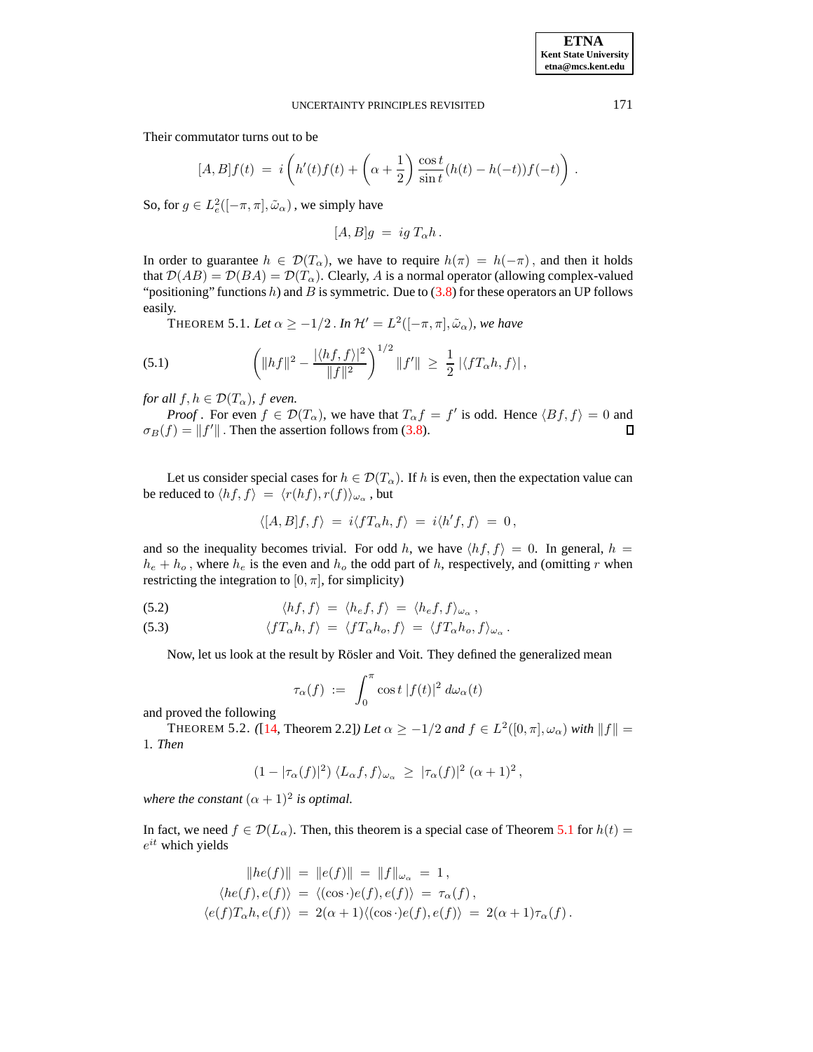Their commutator turns out to be

$$[A,B]f(t) \;=\; i\left(h'(t)f(t) + \left(\alpha+\frac{1}{2}\right)\frac{\cos t}{\sin t}(h(t)-h(-t))f(-t)\right).$$

So, for $g \in L^2_e([-\pi,\pi],\tilde{\omega}_\alpha)$, we simply have

$$[A,B]g \;=\; ig\,T_\alpha h\,.$$

In order to guarantee $h \in \mathcal{D}(T_\alpha)$, we have to require $h(\pi) = h(-\pi)$, and then it holds that $\mathcal{D}(AB) = \mathcal{D}(BA) = \mathcal{D}(T_\alpha)$. Clearly, $A$ is a normal operator (allowing complex-valued "positioning" functions $h$) and $B$ is symmetric. Due to (3.8) for these operators an UP follows easily.

THEOREM 5.1. *Let $\alpha \geq -1/2$. In $\mathcal{H}' = L^2([-\pi,\pi],\tilde{\omega}_\alpha)$, we have*

$$\left(\|hf\|^2 - \frac{|\langle hf,f\rangle|^2}{\|f\|^2}\right)^{1/2}\|f'\| \;\geq\; \frac{1}{2}\,|\langle fT_\alpha h, f\rangle|\,, \tag{5.1}$$

*for all $f,h \in \mathcal{D}(T_\alpha)$, $f$ even.*

*Proof*. For even $f \in \mathcal{D}(T_\alpha)$, we have that $T_\alpha f = f'$ is odd. Hence $\langle Bf,f\rangle = 0$ and $\sigma_B(f) = \|f'\|$. Then the assertion follows from (3.8). ◻

Let us consider special cases for $h \in \mathcal{D}(T_\alpha)$. If $h$ is even, then the expectation value can be reduced to $\langle hf,f\rangle \;=\; \langle r(hf), r(f)\rangle_{\omega_\alpha}$, but

$$\langle [A,B]f,f\rangle \;=\; i\langle fT_\alpha h, f\rangle \;=\; i\langle h'f,f\rangle \;=\; 0\,,$$

and so the inequality becomes trivial. For odd $h$, we have $\langle hf,f\rangle = 0$. In general, $h = h_e + h_o$, where $h_e$ is the even and $h_o$ the odd part of $h$, respectively, and (omitting $r$ when restricting the integration to $[0,\pi]$, for simplicity)

$$\langle hf,f\rangle \;=\; \langle h_e f,f\rangle \;=\; \langle h_e f,f\rangle_{\omega_\alpha}\,, \tag{5.2}$$

$$\langle fT_\alpha h,f\rangle \;=\; \langle fT_\alpha h_o,f\rangle \;=\; \langle fT_\alpha h_o,f\rangle_{\omega_\alpha}\,. \tag{5.3}$$

Now, let us look at the result by Rösler and Voit. They defined the generalized mean

$$\tau_\alpha(f) \;:=\; \int_0^\pi \cos t\,|f(t)|^2\,d\omega_\alpha(t)$$

and proved the following

THEOREM 5.2. *([14, Theorem 2.2]) Let $\alpha \geq -1/2$ and $f \in L^2([0,\pi],\omega_\alpha)$ with $\|f\| = 1$. Then*

$$(1-|\tau_\alpha(f)|^2)\,\langle L_\alpha f,f\rangle_{\omega_\alpha} \;\geq\; |\tau_\alpha(f)|^2\,(\alpha+1)^2\,,$$

*where the constant $(\alpha+1)^2$ is optimal.*

In fact, we need $f \in \mathcal{D}(L_\alpha)$. Then, this theorem is a special case of Theorem 5.1 for $h(t) = e^{it}$ which yields

$$\begin{aligned}
\|he(f)\| \;&=\; \|e(f)\| \;=\; \|f\|_{\omega_\alpha} \;=\; 1\,,\\
\langle he(f), e(f)\rangle \;&=\; \langle(\cos\cdot)e(f), e(f)\rangle \;=\; \tau_\alpha(f)\,,\\
\langle e(f)T_\alpha h, e(f)\rangle \;&=\; 2(\alpha+1)\langle(\cos\cdot)e(f), e(f)\rangle \;=\; 2(\alpha+1)\tau_\alpha(f)\,.
\end{aligned}$$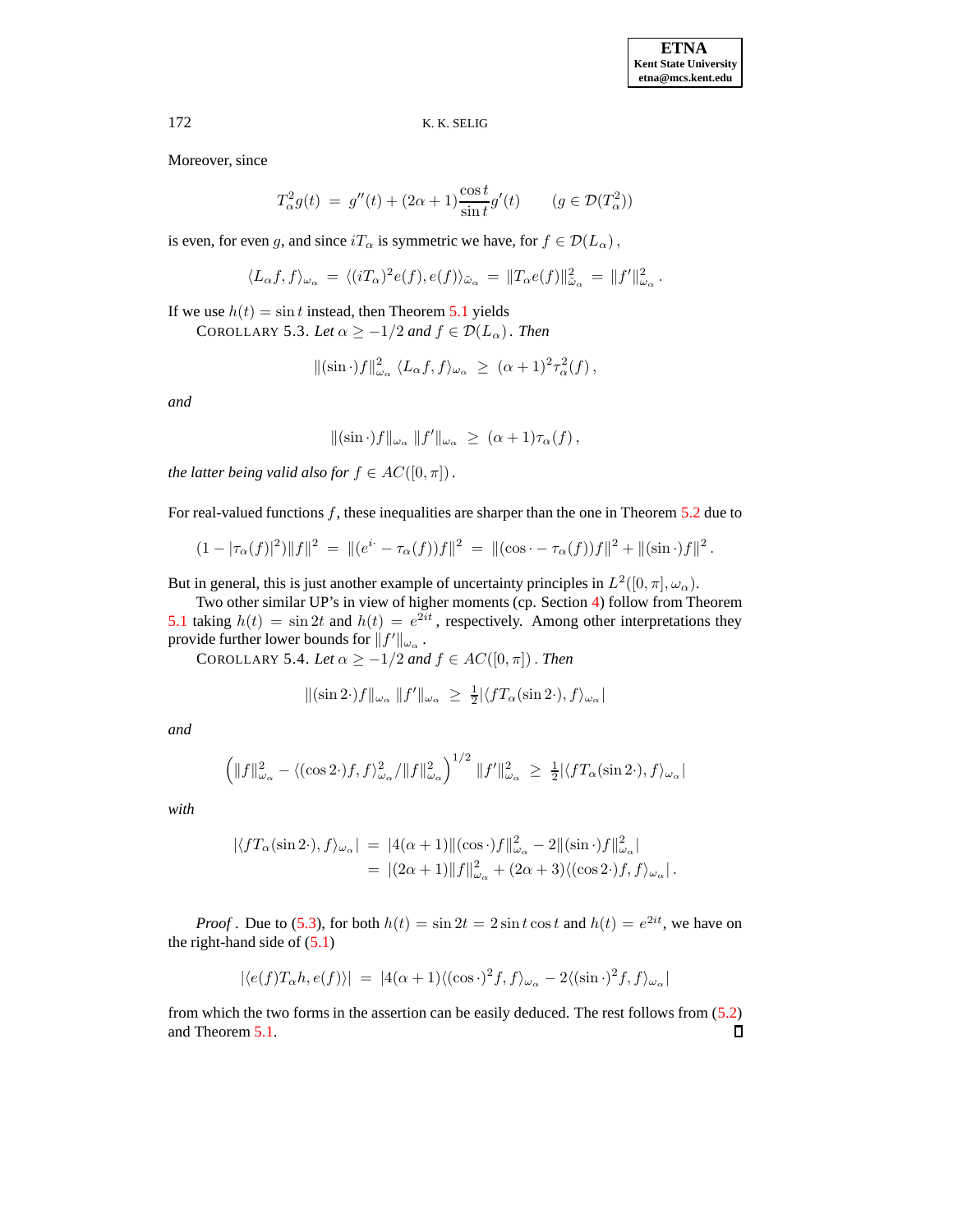Moreover, since

$$T_\alpha^2 g(t) \;=\; g''(t) + (2\alpha+1)\frac{\cos t}{\sin t} g'(t) \qquad (g \in \mathcal{D}(T_\alpha^2))$$

is even, for even $g$, and since $iT_\alpha$ is symmetric we have, for $f \in \mathcal{D}(L_\alpha)$,

$$\langle L_\alpha f, f\rangle_{\omega_\alpha} \;=\; \langle (iT_\alpha)^2 e(f), e(f)\rangle_{\tilde{\omega}_\alpha} \;=\; \|T_\alpha e(f)\|^2_{\tilde{\omega}_\alpha} \;=\; \|f'\|^2_{\omega_\alpha}\,.$$

If we use $h(t) = \sin t$ instead, then Theorem 5.1 yields

COROLLARY 5.3. *Let $\alpha \geq -1/2$ and $f \in \mathcal{D}(L_\alpha)$. Then*

$$\|(\sin\cdot)f\|^2_{\omega_\alpha}\, \langle L_\alpha f, f\rangle_{\omega_\alpha} \;\geq\; (\alpha+1)^2 \tau_\alpha^2(f)\,,$$

*and*

$$\|(\sin\cdot)f\|_{\omega_\alpha}\, \|f'\|_{\omega_\alpha} \;\geq\; (\alpha+1)\tau_\alpha(f)\,,$$

*the latter being valid also for $f \in AC([0,\pi])$.*

For real-valued functions $f$, these inequalities are sharper than the one in Theorem 5.2 due to

$$(1-|\tau_\alpha(f)|^2)\|f\|^2 \;=\; \|(e^{i\cdot} - \tau_\alpha(f))f\|^2 \;=\; \|(\cos\cdot - \tau_\alpha(f))f\|^2 + \|(\sin\cdot)f\|^2\,.$$

But in general, this is just another example of uncertainty principles in $L^2([0,\pi],\omega_\alpha)$.

Two other similar UP's in view of higher moments (cp. Section 4) follow from Theorem 5.1 taking $h(t) = \sin 2t$ and $h(t) = e^{2it}$, respectively. Among other interpretations they provide further lower bounds for $\|f'\|_{\omega_\alpha}$.

COROLLARY 5.4. *Let $\alpha \geq -1/2$ and $f \in AC([0,\pi])$. Then*

$$\|(\sin 2\cdot)f\|_{\omega_\alpha}\, \|f'\|_{\omega_\alpha} \;\geq\; \tfrac{1}{2}|\langle f T_\alpha(\sin 2\cdot), f\rangle_{\omega_\alpha}|$$

*and*

$$\Big(\|f\|^2_{\omega_\alpha} - \langle(\cos 2\cdot)f, f\rangle^2_{\omega_\alpha}/\|f\|^2_{\omega_\alpha}\Big)^{1/2}\, \|f'\|^2_{\omega_\alpha} \;\geq\; \tfrac{1}{2}|\langle f T_\alpha(\sin 2\cdot), f\rangle_{\omega_\alpha}|$$

*with*

$$\begin{aligned}
|\langle f T_\alpha(\sin 2\cdot), f\rangle_{\omega_\alpha}| \;&=\; |4(\alpha+1)\|(\cos\cdot)f\|^2_{\omega_\alpha} - 2\|(\sin\cdot)f\|^2_{\omega_\alpha}| \\
&=\; |(2\alpha+1)\|f\|^2_{\omega_\alpha} + (2\alpha+3)\langle(\cos 2\cdot)f, f\rangle_{\omega_\alpha}|\,.
\end{aligned}$$

*Proof*. Due to (5.3), for both $h(t) = \sin 2t = 2\sin t\cos t$ and $h(t) = e^{2it}$, we have on the right-hand side of (5.1)

$$|\langle e(f) T_\alpha h, e(f)\rangle| \;=\; |4(\alpha+1)\langle(\cos\cdot)^2 f, f\rangle_{\omega_\alpha} - 2\langle(\sin\cdot)^2 f, f\rangle_{\omega_\alpha}|$$

from which the two forms in the assertion can be easily deduced. The rest follows from (5.2) and Theorem 5.1. ∎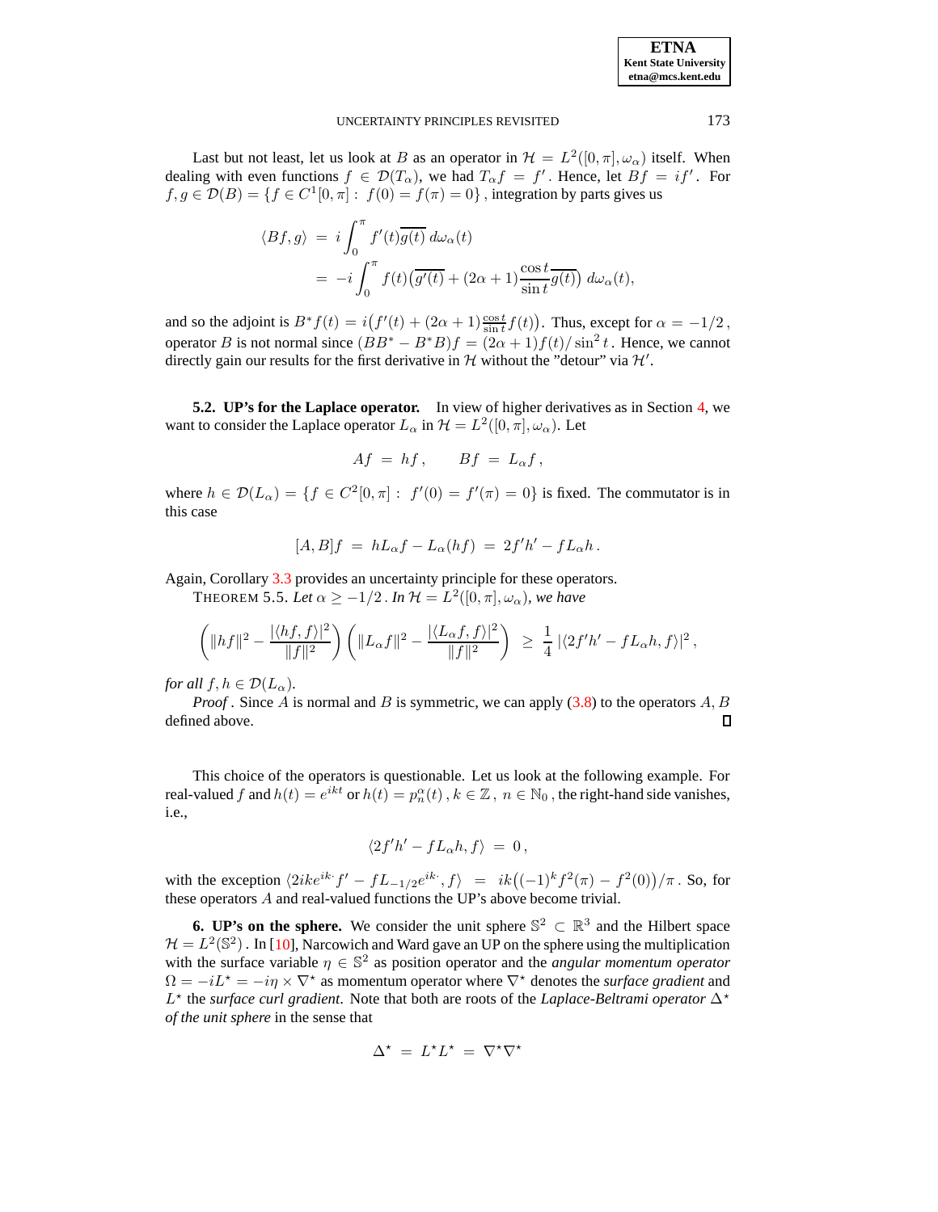Last but not least, let us look at $B$ as an operator in $\mathcal{H} = L^2([0,\pi],\omega_\alpha)$ itself. When dealing with even functions $f \in \mathcal{D}(T_\alpha)$, we had $T_\alpha f = f'$. Hence, let $Bf = if'$. For $f, g \in \mathcal{D}(B) = \{f \in C^1[0,\pi] : \ f(0) = f(\pi) = 0\}$, integration by parts gives us

$$
\begin{aligned}
\langle Bf, g\rangle \; &= \; i\int_0^\pi f'(t)\overline{g(t)}\, d\omega_\alpha(t) \\
&= \; -i\int_0^\pi f(t)\big(\overline{g'(t)} + (2\alpha+1)\frac{\cos t}{\sin t}\overline{g(t)}\big)\, d\omega_\alpha(t),
\end{aligned}
$$

and so the adjoint is $B^* f(t) = i\big(f'(t) + (2\alpha+1)\frac{\cos t}{\sin t} f(t)\big)$. Thus, except for $\alpha = -1/2$, operator $B$ is not normal since $(BB^* - B^*B)f = (2\alpha+1)f(t)/\sin^2 t$. Hence, we cannot directly gain our results for the first derivative in $\mathcal{H}$ without the "detour" via $\mathcal{H}'$.

**5.2. UP's for the Laplace operator.** In view of higher derivatives as in Section 4, we want to consider the Laplace operator $L_\alpha$ in $\mathcal{H} = L^2([0,\pi],\omega_\alpha)$. Let

$$
Af \; = \; hf\,, \qquad Bf \; = \; L_\alpha f\,,
$$

where $h \in \mathcal{D}(L_\alpha) = \{f \in C^2[0,\pi] : \ f'(0) = f'(\pi) = 0\}$ is fixed. The commutator is in this case

$$
[A,B]f \; = \; hL_\alpha f - L_\alpha(hf) \; = \; 2f'h' - fL_\alpha h\,.
$$

Again, Corollary 3.3 provides an uncertainty principle for these operators.

THEOREM 5.5. *Let* $\alpha \geq -1/2$. *In* $\mathcal{H} = L^2([0,\pi],\omega_\alpha)$, *we have*

$$
\left(\|hf\|^2 - \frac{|\langle hf, f\rangle|^2}{\|f\|^2}\right)\left(\|L_\alpha f\|^2 - \frac{|\langle L_\alpha f, f\rangle|^2}{\|f\|^2}\right) \; \geq \; \frac{1}{4}\,|\langle 2f'h' - fL_\alpha h, f\rangle|^2\,,
$$

*for all* $f, h \in \mathcal{D}(L_\alpha)$.

*Proof*. Since $A$ is normal and $B$ is symmetric, we can apply (3.8) to the operators $A, B$ defined above. ∎

This choice of the operators is questionable. Let us look at the following example. For real-valued $f$ and $h(t) = e^{ikt}$ or $h(t) = p_n^\alpha(t)$, $k \in \mathbb{Z}$, $n \in \mathbb{N}_0$, the right-hand side vanishes, i.e.,

$$
\langle 2f'h' - fL_\alpha h, f\rangle \; = \; 0\,,
$$

with the exception $\langle 2ike^{ik\cdot}f' - fL_{-1/2}e^{ik\cdot}, f\rangle \; = \; ik\big((-1)^k f^2(\pi) - f^2(0)\big)/\pi$. So, for these operators $A$ and real-valued functions the UP's above become trivial.

**6. UP's on the sphere.** We consider the unit sphere $\mathbb{S}^2 \subset \mathbb{R}^3$ and the Hilbert space $\mathcal{H} = L^2(\mathbb{S}^2)$. In [10], Narcowich and Ward gave an UP on the sphere using the multiplication with the surface variable $\eta \in \mathbb{S}^2$ as position operator and the *angular momentum operator* $\Omega = -iL^\star = -i\eta \times \nabla^\star$ as momentum operator where $\nabla^\star$ denotes the *surface gradient* and $L^\star$ the *surface curl gradient*. Note that both are roots of the *Laplace-Beltrami operator* $\Delta^\star$ *of the unit sphere* in the sense that

$$
\Delta^\star \; = \; L^\star L^\star \; = \; \nabla^\star\nabla^\star
$$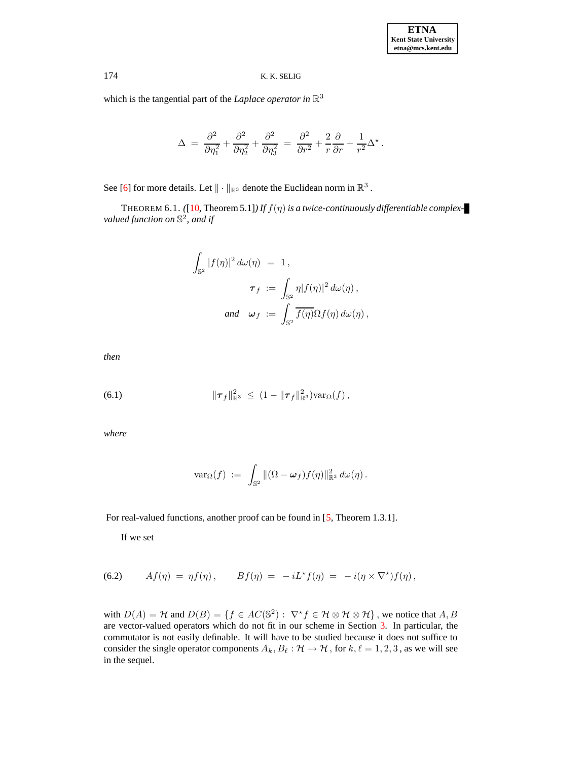which is the tangential part of the *Laplace operator in* $\mathbb{R}^3$

$$\Delta \;=\; \frac{\partial^2}{\partial \eta_1^2} + \frac{\partial^2}{\partial \eta_2^2} + \frac{\partial^2}{\partial \eta_3^2} \;=\; \frac{\partial^2}{\partial r^2} + \frac{2}{r}\frac{\partial}{\partial r} + \frac{1}{r^2}\Delta^\star \,.$$

See [6] for more details. Let $\|\cdot\|_{\mathbb{R}^3}$ denote the Euclidean norm in $\mathbb{R}^3$.

THEOREM 6.1. *([10, Theorem 5.1]) If $f(\eta)$ is a twice-continuously differentiable complex-valued function on $\mathbb{S}^2$, and if*

$$\begin{aligned} \int_{\mathbb{S}^2} |f(\eta)|^2 \, d\omega(\eta) \;&=\; 1\,, \\ \boldsymbol{\tau}_f \;&:=\; \int_{\mathbb{S}^2} \eta |f(\eta)|^2 \, d\omega(\eta)\,, \\ \textit{and} \quad \boldsymbol{\omega}_f \;&:=\; \int_{\mathbb{S}^2} \overline{f(\eta)} \Omega f(\eta) \, d\omega(\eta)\,, \end{aligned}$$

*then*

$$\|\boldsymbol{\tau}_f\|_{\mathbb{R}^3}^2 \;\le\; (1 - \|\boldsymbol{\tau}_f\|_{\mathbb{R}^3}^2) \operatorname{var}_\Omega(f)\,, \tag{6.1}$$

*where*

$$\operatorname{var}_\Omega(f) \;:=\; \int_{\mathbb{S}^2} \|(\Omega - \boldsymbol{\omega}_f) f(\eta)\|_{\mathbb{R}^3}^2 \, d\omega(\eta)\,.$$

For real-valued functions, another proof can be found in [5, Theorem 1.3.1].

If we set

$$Af(\eta) \;=\; \eta f(\eta)\,, \qquad Bf(\eta) \;=\; -\,iL^\star f(\eta) \;=\; -\,i(\eta \times \nabla^\star) f(\eta)\,, \tag{6.2}$$

with $D(A) = \mathcal{H}$ and $D(B) = \{f \in AC(\mathbb{S}^2) : \; \nabla^\star f \in \mathcal{H} \otimes \mathcal{H} \otimes \mathcal{H}\}$, we notice that $A, B$ are vector-valued operators which do not fit in our scheme in Section 3. In particular, the commutator is not easily definable. It will have to be studied because it does not suffice to consider the single operator components $A_k, B_\ell : \mathcal{H} \to \mathcal{H}$, for $k, \ell = 1, 2, 3$, as we will see in the sequel.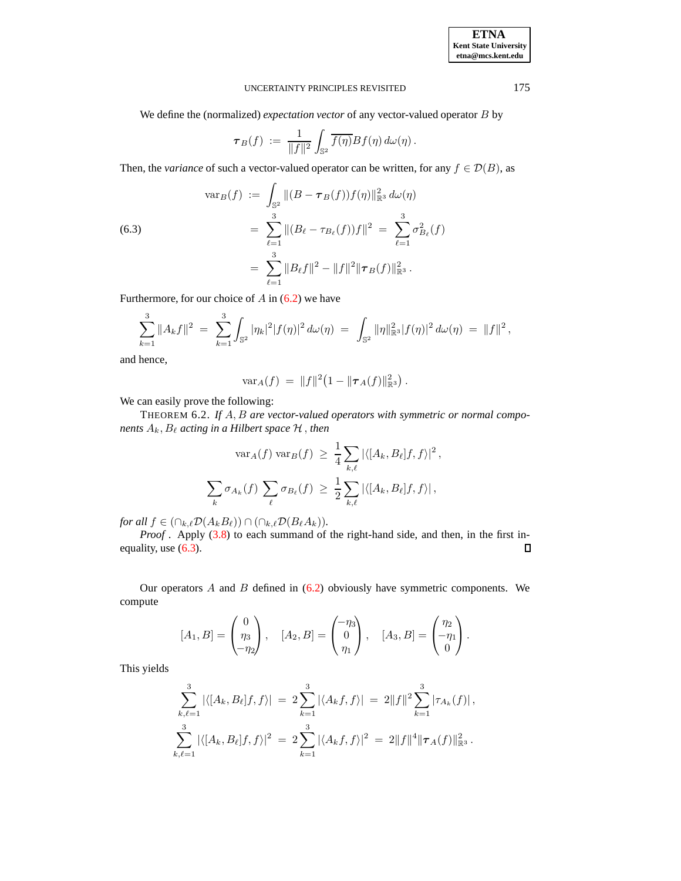We define the (normalized) *expectation vector* of any vector-valued operator $B$ by

$$\boldsymbol{\tau}_B(f) \;:=\; \frac{1}{\|f\|^2}\int_{\mathbb{S}^2} \overline{f(\eta)} Bf(\eta)\, d\omega(\eta)\,.$$

Then, the *variance* of such a vector-valued operator can be written, for any $f \in \mathcal{D}(B)$, as

$$\begin{aligned}
\operatorname{var}_B(f) \;&:=\; \int_{\mathbb{S}^2} \|(B-\boldsymbol{\tau}_B(f))f(\eta)\|^2_{\mathbb{R}^3}\, d\omega(\eta) \\
&=\; \sum_{\ell=1}^{3} \|(B_\ell - \tau_{B_\ell}(f))f\|^2 \;=\; \sum_{\ell=1}^{3} \sigma^2_{B_\ell}(f) \\
&=\; \sum_{\ell=1}^{3} \|B_\ell f\|^2 - \|f\|^2 \|\boldsymbol{\tau}_B(f)\|^2_{\mathbb{R}^3}\,.
\end{aligned} \tag{6.3}$$

Furthermore, for our choice of $A$ in (6.2) we have

$$\sum_{k=1}^{3} \|A_k f\|^2 \;=\; \sum_{k=1}^{3} \int_{\mathbb{S}^2} |\eta_k|^2 |f(\eta)|^2\, d\omega(\eta) \;=\; \int_{\mathbb{S}^2} \|\eta\|^2_{\mathbb{R}^3} |f(\eta)|^2\, d\omega(\eta) \;=\; \|f\|^2\,,$$

and hence,

$$\operatorname{var}_A(f) \;=\; \|f\|^2\big(1 - \|\boldsymbol{\tau}_A(f)\|^2_{\mathbb{R}^3}\big)\,.$$

We can easily prove the following:

THEOREM 6.2. *If $A, B$ are vector-valued operators with symmetric or normal components $A_k, B_\ell$ acting in a Hilbert space $\mathcal{H}$ , then*

$$\operatorname{var}_A(f)\, \operatorname{var}_B(f) \;\geq\; \frac{1}{4}\sum_{k,\ell} |\langle [A_k, B_\ell] f, f\rangle|^2\,,$$

$$\sum_k \sigma_{A_k}(f) \sum_\ell \sigma_{B_\ell}(f) \;\geq\; \frac{1}{2}\sum_{k,\ell} |\langle [A_k, B_\ell] f, f\rangle|\,,$$

*for all $f \in (\cap_{k,\ell}\mathcal{D}(A_k B_\ell)) \cap (\cap_{k,\ell}\mathcal{D}(B_\ell A_k))$.*

*Proof* . Apply (3.8) to each summand of the right-hand side, and then, in the first inequality, use (6.3). ◻

Our operators $A$ and $B$ defined in (6.2) obviously have symmetric components. We compute

$$[A_1, B] = \begin{pmatrix} 0 \\ \eta_3 \\ -\eta_2 \end{pmatrix}, \quad [A_2, B] = \begin{pmatrix} -\eta_3 \\ 0 \\ \eta_1 \end{pmatrix}, \quad [A_3, B] = \begin{pmatrix} \eta_2 \\ -\eta_1 \\ 0 \end{pmatrix}.$$

This yields

$$\sum_{k,\ell=1}^{3} |\langle [A_k, B_\ell] f, f\rangle| \;=\; 2\sum_{k=1}^{3} |\langle A_k f, f\rangle| \;=\; 2\|f\|^2 \sum_{k=1}^{3} |\tau_{A_k}(f)|\,,$$

$$\sum_{k,\ell=1}^{3} |\langle [A_k, B_\ell] f, f\rangle|^2 \;=\; 2\sum_{k=1}^{3} |\langle A_k f, f\rangle|^2 \;=\; 2\|f\|^4 \|\boldsymbol{\tau}_A(f)\|^2_{\mathbb{R}^3}\,.$$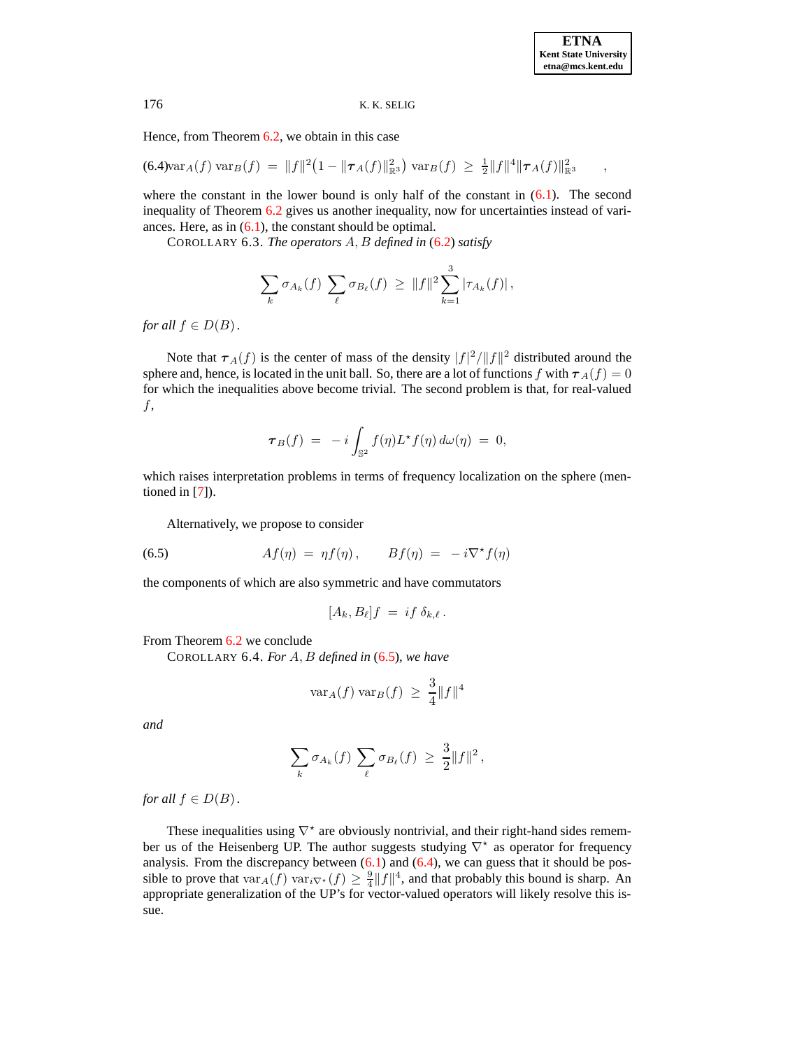Hence, from Theorem 6.2, we obtain in this case

$$\operatorname{var}_A(f)\ \operatorname{var}_B(f)\ =\ \|f\|^2\big(1-\|\boldsymbol{\tau}_A(f)\|^2_{\mathbb{R}^3}\big)\ \operatorname{var}_B(f)\ \geq\ \tfrac{1}{2}\|f\|^4\|\boldsymbol{\tau}_A(f)\|^2_{\mathbb{R}^3}\qquad, \tag{6.4}$$

where the constant in the lower bound is only half of the constant in (6.1). The second inequality of Theorem 6.2 gives us another inequality, now for uncertainties instead of variances. Here, as in (6.1), the constant should be optimal.

COROLLARY 6.3. *The operators $A, B$ defined in (6.2) satisfy*

$$\sum_k \sigma_{A_k}(f)\ \sum_\ell \sigma_{B_\ell}(f)\ \geq\ \|f\|^2\sum_{k=1}^{3}|\tau_{A_k}(f)|\,,$$

*for all $f \in D(B)$.*

Note that $\boldsymbol{\tau}_A(f)$ is the center of mass of the density $|f|^2/\|f\|^2$ distributed around the sphere and, hence, is located in the unit ball. So, there are a lot of functions $f$ with $\boldsymbol{\tau}_A(f)=0$ for which the inequalities above become trivial. The second problem is that, for real-valued $f$,

$$\boldsymbol{\tau}_B(f)\ =\ -i\int_{\mathbb{S}^2} f(\eta)L^\star f(\eta)\,d\omega(\eta)\ =\ 0,$$

which raises interpretation problems in terms of frequency localization on the sphere (mentioned in [7]).

Alternatively, we propose to consider

$$Af(\eta)\ =\ \eta f(\eta)\,,\qquad Bf(\eta)\ =\ -i\nabla^\star f(\eta) \tag{6.5}$$

the components of which are also symmetric and have commutators

$$[A_k, B_\ell]f\ =\ if\ \delta_{k,\ell}\,.$$

From Theorem 6.2 we conclude

COROLLARY 6.4. *For $A, B$ defined in (6.5), we have*

$$\operatorname{var}_A(f)\ \operatorname{var}_B(f)\ \geq\ \frac{3}{4}\|f\|^4$$

*and*

$$\sum_k \sigma_{A_k}(f)\ \sum_\ell \sigma_{B_\ell}(f)\ \geq\ \frac{3}{2}\|f\|^2\,,$$

*for all $f \in D(B)$.*

These inequalities using $\nabla^\star$ are obviously nontrivial, and their right-hand sides remember us of the Heisenberg UP. The author suggests studying $\nabla^\star$ as operator for frequency analysis. From the discrepancy between (6.1) and (6.4), we can guess that it should be possible to prove that $\operatorname{var}_A(f)\ \operatorname{var}_{i\nabla^\star}(f) \geq \frac{9}{4}\|f\|^4$, and that probably this bound is sharp. An appropriate generalization of the UP's for vector-valued operators will likely resolve this issue.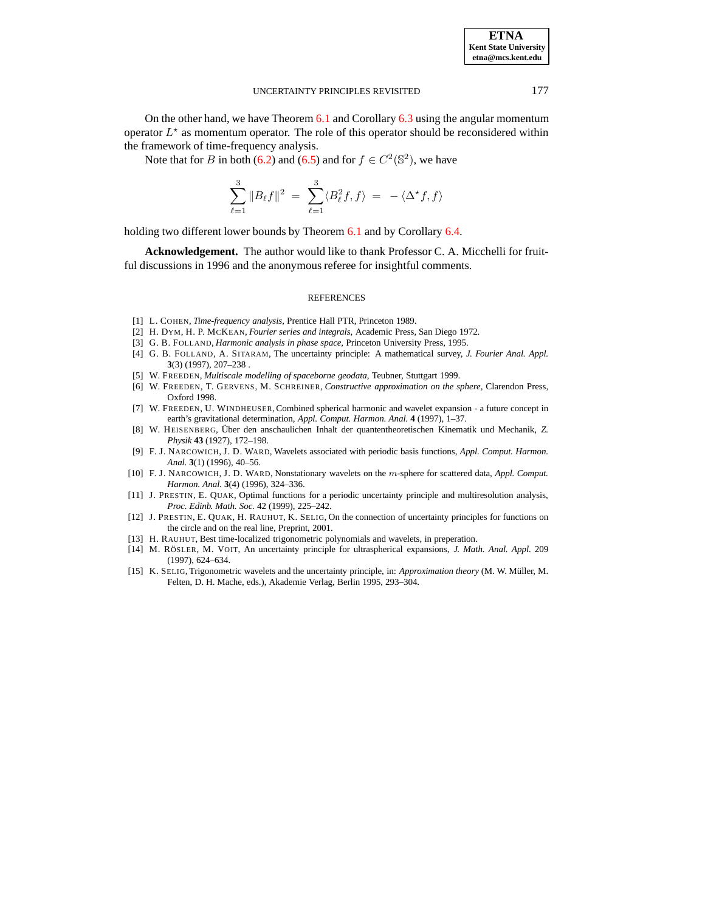On the other hand, we have Theorem 6.1 and Corollary 6.3 using the angular momentum operator $L^\star$ as momentum operator. The role of this operator should be reconsidered within the framework of time-frequency analysis.

Note that for $B$ in both (6.2) and (6.5) and for $f \in C^2(\mathbb{S}^2)$, we have

$$\sum_{\ell=1}^{3} \|B_\ell f\|^2 \;=\; \sum_{\ell=1}^{3} \langle B_\ell^2 f, f\rangle \;=\; -\,\langle \Delta^\star f, f\rangle$$

holding two different lower bounds by Theorem 6.1 and by Corollary 6.4.

**Acknowledgement.** The author would like to thank Professor C. A. Micchelli for fruitful discussions in 1996 and the anonymous referee for insightful comments.

## REFERENCES

[1] L. Cohen, *Time-frequency analysis*, Prentice Hall PTR, Princeton 1989.

[2] H. Dym, H. P. McKean, *Fourier series and integrals*, Academic Press, San Diego 1972.

[3] G. B. Folland, *Harmonic analysis in phase space*, Princeton University Press, 1995.

[4] G. B. Folland, A. Sitaram, The uncertainty principle: A mathematical survey, *J. Fourier Anal. Appl.* **3**(3) (1997), 207–238 .

[5] W. Freeden, *Multiscale modelling of spaceborne geodata*, Teubner, Stuttgart 1999.

[6] W. Freeden, T. Gervens, M. Schreiner, *Constructive approximation on the sphere*, Clarendon Press, Oxford 1998.

[7] W. Freeden, U. Windheuser, Combined spherical harmonic and wavelet expansion - a future concept in earth's gravitational determination, *Appl. Comput. Harmon. Anal.* **4** (1997), 1–37.

[8] W. Heisenberg, Über den anschaulichen Inhalt der quantentheoretischen Kinematik und Mechanik, *Z. Physik* **43** (1927), 172–198.

[9] F. J. Narcowich, J. D. Ward, Wavelets associated with periodic basis functions, *Appl. Comput. Harmon. Anal.* **3**(1) (1996), 40–56.

[10] F. J. Narcowich, J. D. Ward, Nonstationary wavelets on the $m$-sphere for scattered data, *Appl. Comput. Harmon. Anal.* **3**(4) (1996), 324–336.

[11] J. Prestin, E. Quak, Optimal functions for a periodic uncertainty principle and multiresolution analysis, *Proc. Edinb. Math. Soc.* 42 (1999), 225–242.

[12] J. Prestin, E. Quak, H. Rauhut, K. Selig, On the connection of uncertainty principles for functions on the circle and on the real line, Preprint, 2001.

[13] H. Rauhut, Best time-localized trigonometric polynomials and wavelets, in preperation.

[14] M. Rösler, M. Voit, An uncertainty principle for ultraspherical expansions, *J. Math. Anal. Appl.* 209 (1997), 624–634.

[15] K. Selig, Trigonometric wavelets and the uncertainty principle, in: *Approximation theory* (M. W. Müller, M. Felten, D. H. Mache, eds.), Akademie Verlag, Berlin 1995, 293–304.